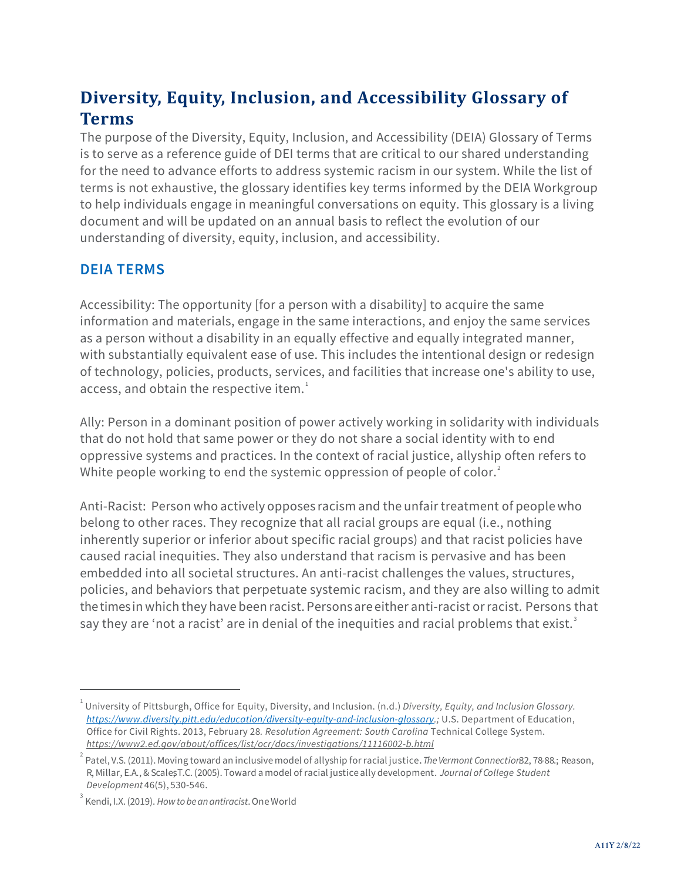# Diversity, Equity, Inclusion, and Accessibility Glossary of Terms

The purpose of the Diversity, Equity, Inclusion, and Accessibility (DEIA) Glossary of Terms is to serve as a reference guide of DEI terms that are critical to our shared understanding for the need to advance efforts to address systemic racism in our system. While the list of terms is not exhaustive, the glossary identifies key terms informed by the DEIA Workgroup to help individuals engage in meaningful conversations on equity. This glossary is a living document and will be updated on an annual basis to reflect the evolution of our understanding of diversity, equity, inclusion, and accessibility.

## DEIA TERMS

Accessibility: The opportunity [for a person with a disability] to acquire the same information and materials, engage in the same interactions, and enjoy the same services as a person without a disability in an equally effective and equally integrated manner, with substantially equivalent ease of use. This includes the intentional design or redesign of technology, policies, products, services, and facilities that increase one's ability to use, access, and obtain the respective item.[1]

Ally: Person in a dominant position of power actively working in solidarity with individuals that do not hold that same power or they do not share a social identity with to end oppressive systems and practices. In the context of racial justice, allyship often refers to White people working to end the systemic oppression of people of color.[2]

Anti-Racist: Person who actively opposes racism and the unfair treatment of people who belong to other races. They recognize that all racial groups are equal (i.e., nothing inherently superior or inferior about specific racial groups) and that racist policies have caused racial inequities. They also understand that racism is pervasive and has been embedded into all societal structures. An anti-racist challenges the values, structures, policies, and behaviors that perpetuate systemic racism, and they are also willing to admit the times in which they have been racist. Persons are either anti-racist or racist. Persons that say they are 'not a racist' are in denial of the inequities and racial problems that exist.[3]

---

[1] University of Pittsburgh, Office for Equity, Diversity, and Inclusion. (n.d.) *Diversity, Equity, and Inclusion Glossary.* *https://www.diversity.pitt.edu/education/diversity-equity-and-inclusion-glossary.;* U.S. Department of Education, Office for Civil Rights. 2013, February 28. *Resolution Agreement: South Carolina* Technical College System. *https://www2.ed.gov/about/offices/list/ocr/docs/investigations/11116002-b.html*

[2] Patel, V.S. (2011). Moving toward an inclusive model of allyship for racial justice. *The Vermont Connection* 32, 78-88.; Reason, R, Millar, E.A., & Scales, T.C. (2005). Toward a model of racial justice ally development. *Journal of College Student Development* 46(5), 530-546.

[3] Kendi, I.X. (2019). *How to be an antiracist*. One World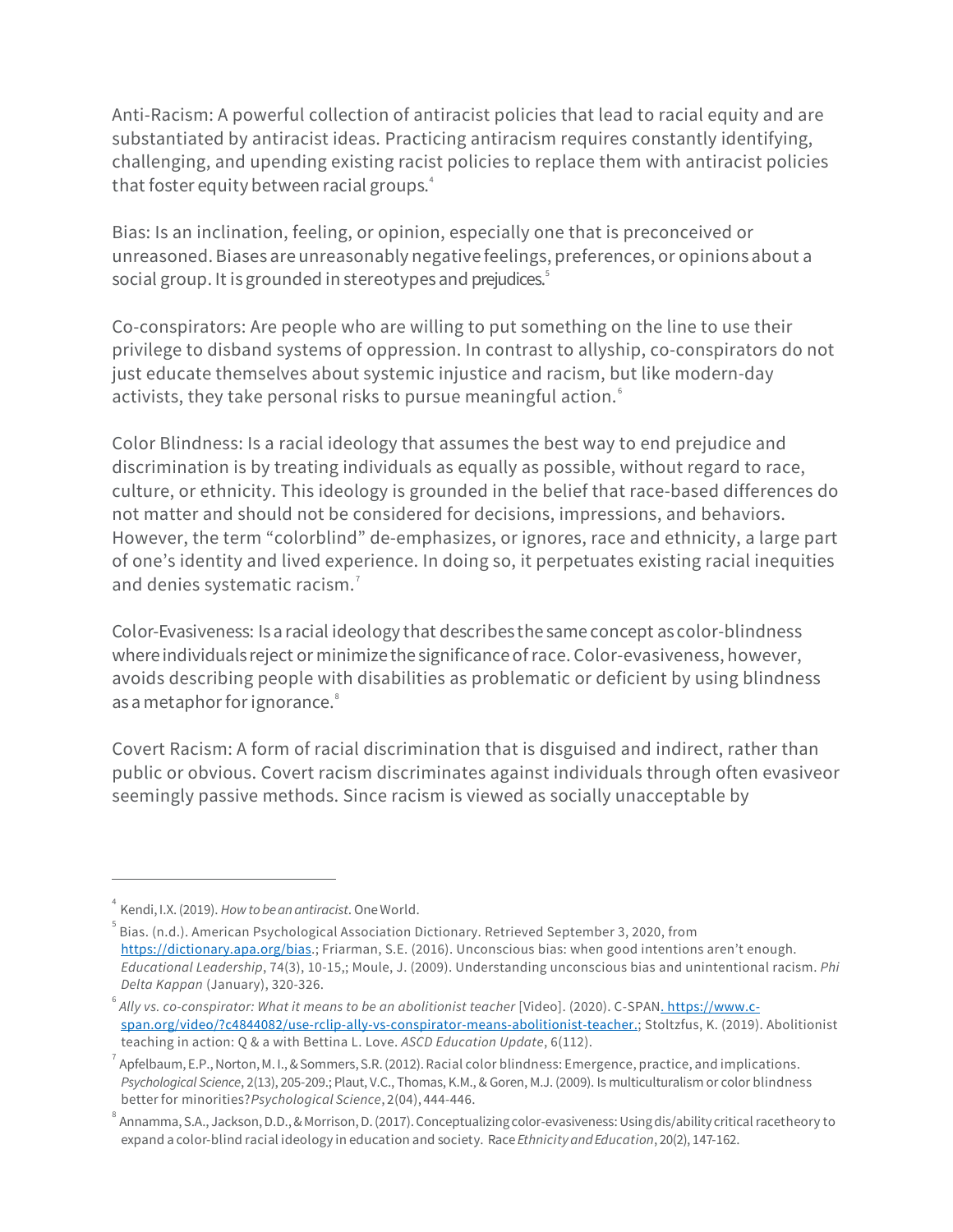Anti-Racism: A powerful collection of antiracist policies that lead to racial equity and are substantiated by antiracist ideas. Practicing antiracism requires constantly identifying, challenging, and upending existing racist policies to replace them with antiracist policies that foster equity between racial groups.[4]

Bias: Is an inclination, feeling, or opinion, especially one that is preconceived or unreasoned. Biases are unreasonably negative feelings, preferences, or opinions about a social group. It is grounded in stereotypes and prejudices.[5]

Co-conspirators: Are people who are willing to put something on the line to use their privilege to disband systems of oppression. In contrast to allyship, co-conspirators do not just educate themselves about systemic injustice and racism, but like modern-day activists, they take personal risks to pursue meaningful action.[6]

Color Blindness: Is a racial ideology that assumes the best way to end prejudice and discrimination is by treating individuals as equally as possible, without regard to race, culture, or ethnicity. This ideology is grounded in the belief that race-based differences do not matter and should not be considered for decisions, impressions, and behaviors. However, the term "colorblind" de-emphasizes, or ignores, race and ethnicity, a large part of one's identity and lived experience. In doing so, it perpetuates existing racial inequities and denies systematic racism.[7]

Color-Evasiveness: Is a racial ideology that describes the same concept as color-blindness where individuals reject or minimize the significance of race. Color-evasiveness, however, avoids describing people with disabilities as problematic or deficient by using blindness as a metaphor for ignorance.[8]

Covert Racism: A form of racial discrimination that is disguised and indirect, rather than public or obvious. Covert racism discriminates against individuals through often evasiveor seemingly passive methods. Since racism is viewed as socially unacceptable by

---

[4] Kendi, I.X. (2019). *How to be an antiracist*. One World.

[5] Bias. (n.d.). American Psychological Association Dictionary. Retrieved September 3, 2020, from https://dictionary.apa.org/bias.; Friarman, S.E. (2016). Unconscious bias: when good intentions aren't enough. *Educational Leadership*, 74(3), 10-15,; Moule, J. (2009). Understanding unconscious bias and unintentional racism. *Phi Delta Kappan* (January), 320-326.

[6] *Ally vs. co-conspirator: What it means to be an abolitionist teacher* [Video]. (2020). C-SPAN. https://www.c-span.org/video/?c4844082/use-rclip-ally-vs-conspirator-means-abolitionist-teacher.; Stoltzfus, K. (2019). Abolitionist teaching in action: Q & a with Bettina L. Love. *ASCD Education Update*, 6(112).

[7] Apfelbaum, E.P., Norton, M. I., & Sommers, S.R. (2012). Racial color blindness: Emergence, practice, and implications. *Psychological Science*, 2(13), 205-209.; Plaut, V.C., Thomas, K.M., & Goren, M.J. (2009). Is multiculturalism or color blindness better for minorities? *Psychological Science*, 2(04), 444-446.

[8] Annamma, S.A., Jackson, D.D., & Morrison, D. (2017). Conceptualizing color-evasiveness: Using dis/ability critical racetheory to expand a color-blind racial ideology in education and society. Race *Ethnicity and Education*, 20(2), 147-162.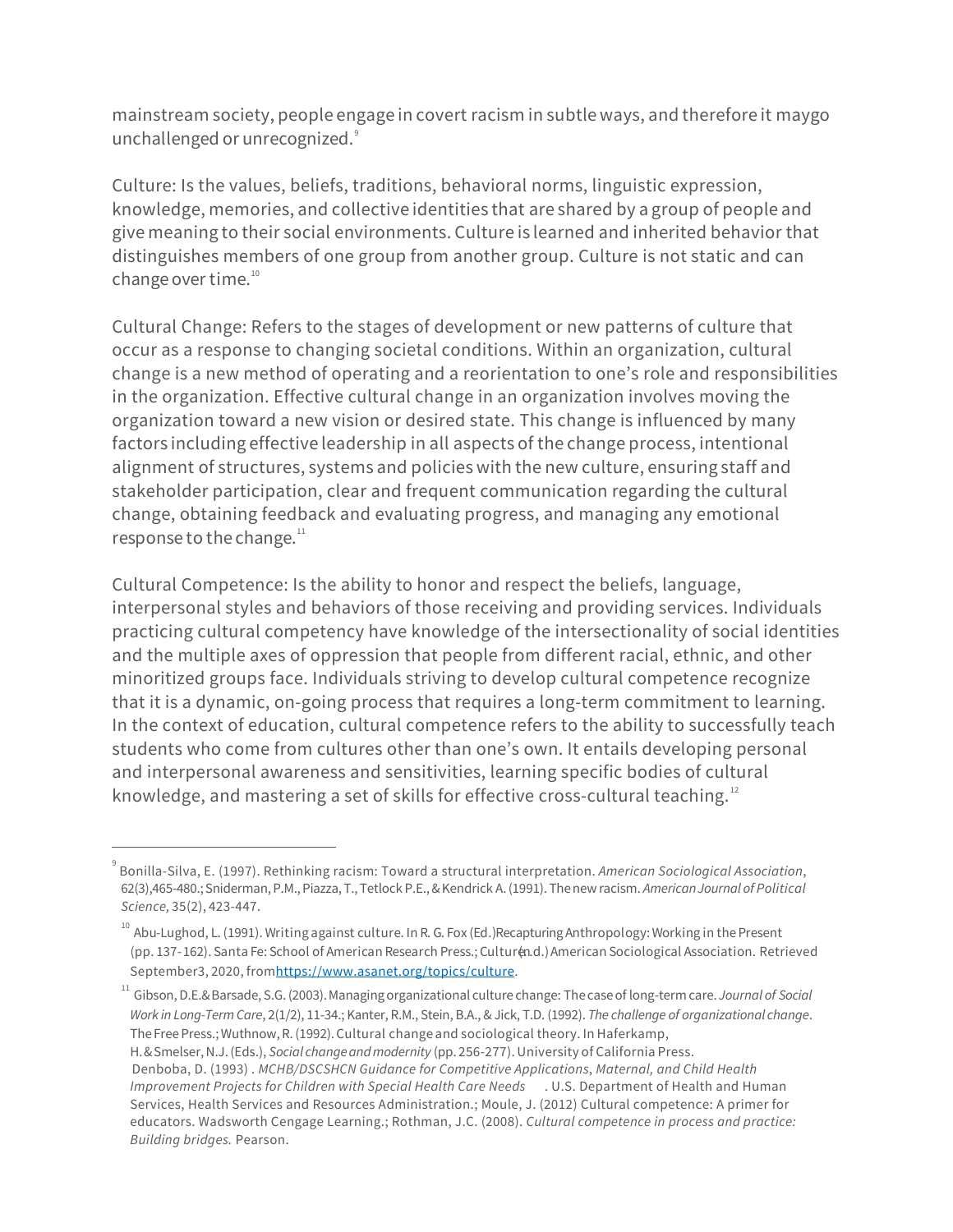mainstream society, people engage in covert racism in subtle ways, and therefore it maygo unchallenged or unrecognized.[9]

Culture: Is the values, beliefs, traditions, behavioral norms, linguistic expression, knowledge, memories, and collective identities that are shared by a group of people and give meaning to their social environments. Culture is learned and inherited behavior that distinguishes members of one group from another group. Culture is not static and can change over time.[10]

Cultural Change: Refers to the stages of development or new patterns of culture that occur as a response to changing societal conditions. Within an organization, cultural change is a new method of operating and a reorientation to one's role and responsibilities in the organization. Effective cultural change in an organization involves moving the organization toward a new vision or desired state. This change is influenced by many factors including effective leadership in all aspects of the change process, intentional alignment of structures, systems and policies with the new culture, ensuring staff and stakeholder participation, clear and frequent communication regarding the cultural change, obtaining feedback and evaluating progress, and managing any emotional response to the change.[11]

Cultural Competence: Is the ability to honor and respect the beliefs, language, interpersonal styles and behaviors of those receiving and providing services. Individuals practicing cultural competency have knowledge of the intersectionality of social identities and the multiple axes of oppression that people from different racial, ethnic, and other minoritized groups face. Individuals striving to develop cultural competence recognize that it is a dynamic, on-going process that requires a long-term commitment to learning. In the context of education, cultural competence refers to the ability to successfully teach students who come from cultures other than one's own. It entails developing personal and interpersonal awareness and sensitivities, learning specific bodies of cultural knowledge, and mastering a set of skills for effective cross-cultural teaching.[12]

---

[9] Bonilla-Silva, E. (1997). Rethinking racism: Toward a structural interpretation. *American Sociological Association*, 62(3),465-480.; Sniderman, P.M., Piazza, T., Tetlock P.E., & Kendrick A. (1991). The new racism. *American Journal of Political Science,* 35(2), 423-447.

[10] Abu-Lughod, L. (1991). Writing against culture. In R. G. Fox (Ed.)Recapturing Anthropology: Working in the Present (pp. 137-162). Santa Fe: School of American Research Press.; Culture(n.d.) American Sociological Association. Retrieved September3, 2020, from https://www.asanet.org/topics/culture.

[11] Gibson, D.E.& Barsade, S.G. (2003). Managing organizational culture change: The case of long-term care. *Journal of Social Work in Long-Term Care*, 2(1/2), 11-34.; Kanter, R.M., Stein, B.A., & Jick, T.D. (1992). *The challenge of organizational change*. The Free Press.; Wuthnow, R. (1992). Cultural change and sociological theory. In Haferkamp, H. & Smelser, N.J. (Eds.), *Social change and modernity* (pp. 256-277). University of California Press.
Denboba, D. (1993) . *MCHB/DSCSHCN Guidance for Competitive Applications*, *Maternal, and Child Health Improvement Projects for Children with Special Health Care Needs* . U.S. Department of Health and Human Services, Health Services and Resources Administration.; Moule, J. (2012) Cultural competence: A primer for educators. Wadsworth Cengage Learning.; Rothman, J.C. (2008). *Cultural competence in process and practice: Building bridges.* Pearson.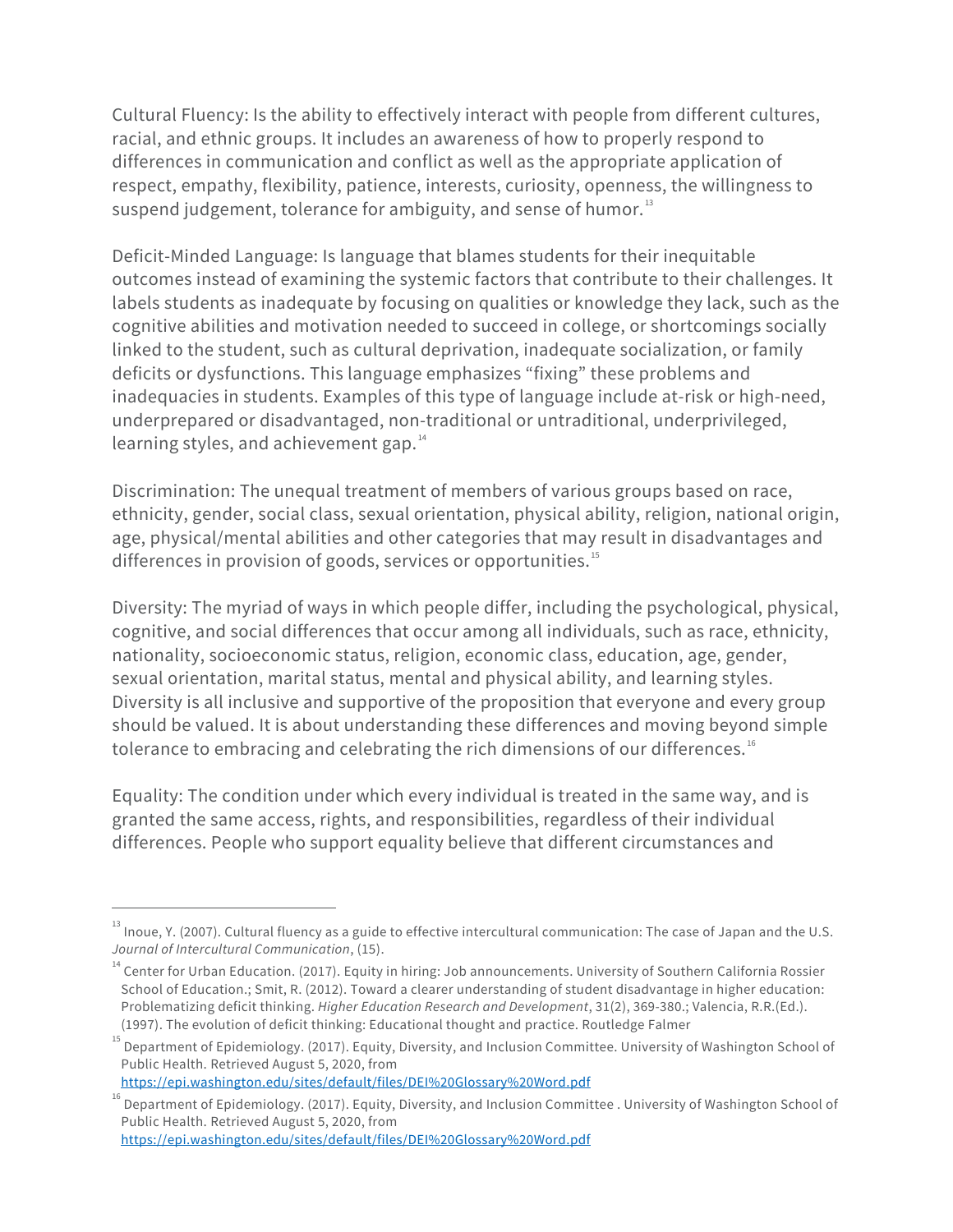Cultural Fluency: Is the ability to effectively interact with people from different cultures, racial, and ethnic groups. It includes an awareness of how to properly respond to differences in communication and conflict as well as the appropriate application of respect, empathy, flexibility, patience, interests, curiosity, openness, the willingness to suspend judgement, tolerance for ambiguity, and sense of humor.[13]

Deficit-Minded Language: Is language that blames students for their inequitable outcomes instead of examining the systemic factors that contribute to their challenges. It labels students as inadequate by focusing on qualities or knowledge they lack, such as the cognitive abilities and motivation needed to succeed in college, or shortcomings socially linked to the student, such as cultural deprivation, inadequate socialization, or family deficits or dysfunctions. This language emphasizes "fixing" these problems and inadequacies in students. Examples of this type of language include at-risk or high-need, underprepared or disadvantaged, non-traditional or untraditional, underprivileged, learning styles, and achievement gap.[14]

Discrimination: The unequal treatment of members of various groups based on race, ethnicity, gender, social class, sexual orientation, physical ability, religion, national origin, age, physical/mental abilities and other categories that may result in disadvantages and differences in provision of goods, services or opportunities.[15]

Diversity: The myriad of ways in which people differ, including the psychological, physical, cognitive, and social differences that occur among all individuals, such as race, ethnicity, nationality, socioeconomic status, religion, economic class, education, age, gender, sexual orientation, marital status, mental and physical ability, and learning styles. Diversity is all inclusive and supportive of the proposition that everyone and every group should be valued. It is about understanding these differences and moving beyond simple tolerance to embracing and celebrating the rich dimensions of our differences.[16]

Equality: The condition under which every individual is treated in the same way, and is granted the same access, rights, and responsibilities, regardless of their individual differences. People who support equality believe that different circumstances and

---

[13] Inoue, Y. (2007). Cultural fluency as a guide to effective intercultural communication: The case of Japan and the U.S. *Journal of Intercultural Communication*, (15).

[14] Center for Urban Education. (2017). Equity in hiring: Job announcements. University of Southern California Rossier School of Education.; Smit, R. (2012). Toward a clearer understanding of student disadvantage in higher education: Problematizing deficit thinking. *Higher Education Research and Development*, 31(2), 369-380.; Valencia, R.R.(Ed.). (1997). The evolution of deficit thinking: Educational thought and practice. Routledge Falmer

[15] Department of Epidemiology. (2017). Equity, Diversity, and Inclusion Committee. University of Washington School of Public Health. Retrieved August 5, 2020, from https://epi.washington.edu/sites/default/files/DEI%20Glossary%20Word.pdf

[16] Department of Epidemiology. (2017). Equity, Diversity, and Inclusion Committee . University of Washington School of Public Health. Retrieved August 5, 2020, from https://epi.washington.edu/sites/default/files/DEI%20Glossary%20Word.pdf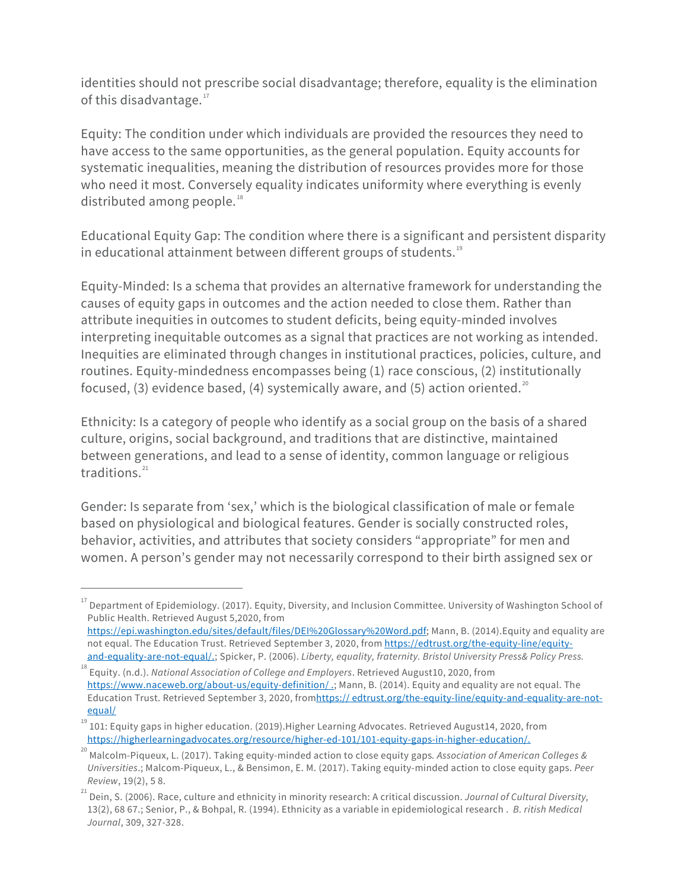identities should not prescribe social disadvantage; therefore, equality is the elimination of this disadvantage.[17]

Equity: The condition under which individuals are provided the resources they need to have access to the same opportunities, as the general population. Equity accounts for systematic inequalities, meaning the distribution of resources provides more for those who need it most. Conversely equality indicates uniformity where everything is evenly distributed among people.[18]

Educational Equity Gap: The condition where there is a significant and persistent disparity in educational attainment between different groups of students.[19]

Equity-Minded: Is a schema that provides an alternative framework for understanding the causes of equity gaps in outcomes and the action needed to close them. Rather than attribute inequities in outcomes to student deficits, being equity-minded involves interpreting inequitable outcomes as a signal that practices are not working as intended. Inequities are eliminated through changes in institutional practices, policies, culture, and routines. Equity-mindedness encompasses being (1) race conscious, (2) institutionally focused, (3) evidence based, (4) systemically aware, and (5) action oriented.[20]

Ethnicity: Is a category of people who identify as a social group on the basis of a shared culture, origins, social background, and traditions that are distinctive, maintained between generations, and lead to a sense of identity, common language or religious traditions.[21]

Gender: Is separate from 'sex,' which is the biological classification of male or female based on physiological and biological features. Gender is socially constructed roles, behavior, activities, and attributes that society considers "appropriate" for men and women. A person's gender may not necessarily correspond to their birth assigned sex or

---

[17] Department of Epidemiology. (2017). Equity, Diversity, and Inclusion Committee. University of Washington School of Public Health. Retrieved August 5,2020, from https://epi.washington.edu/sites/default/files/DEI%20Glossary%20Word.pdf; Mann, B. (2014).Equity and equality are not equal. The Education Trust. Retrieved September 3, 2020, from https://edtrust.org/the-equity-line/equity-and-equality-are-not-equal/.; Spicker, P. (2006). *Liberty, equality, fraternity. Bristol University Press& Policy Press.*

[18] Equity. (n.d.). *National Association of College and Employers*. Retrieved August10, 2020, from https://www.naceweb.org/about-us/equity-definition/ .; Mann, B. (2014). Equity and equality are not equal. The Education Trust. Retrieved September 3, 2020, fromhttps:// edtrust.org/the-equity-line/equity-and-equality-are-not-equal/

[19] 101: Equity gaps in higher education. (2019).Higher Learning Advocates. Retrieved August14, 2020, from https://higherlearningadvocates.org/resource/higher-ed-101/101-equity-gaps-in-higher-education/.

[20] Malcolm-Piqueux, L. (2017). Taking equity-minded action to close equity gaps*. Association of American Colleges & Universities*.; Malcom-Piqueux, L., & Bensimon, E. M. (2017). Taking equity-minded action to close equity gaps. *Peer Review*, 19(2), 5 8.

[21] Dein, S. (2006). Race, culture and ethnicity in minority research: A critical discussion. *Journal of Cultural Diversity,* 13(2), 68 67.; Senior, P., & Bohpal, R. (1994). Ethnicity as a variable in epidemiological research . *B. ritish Medical Journal*, 309, 327-328.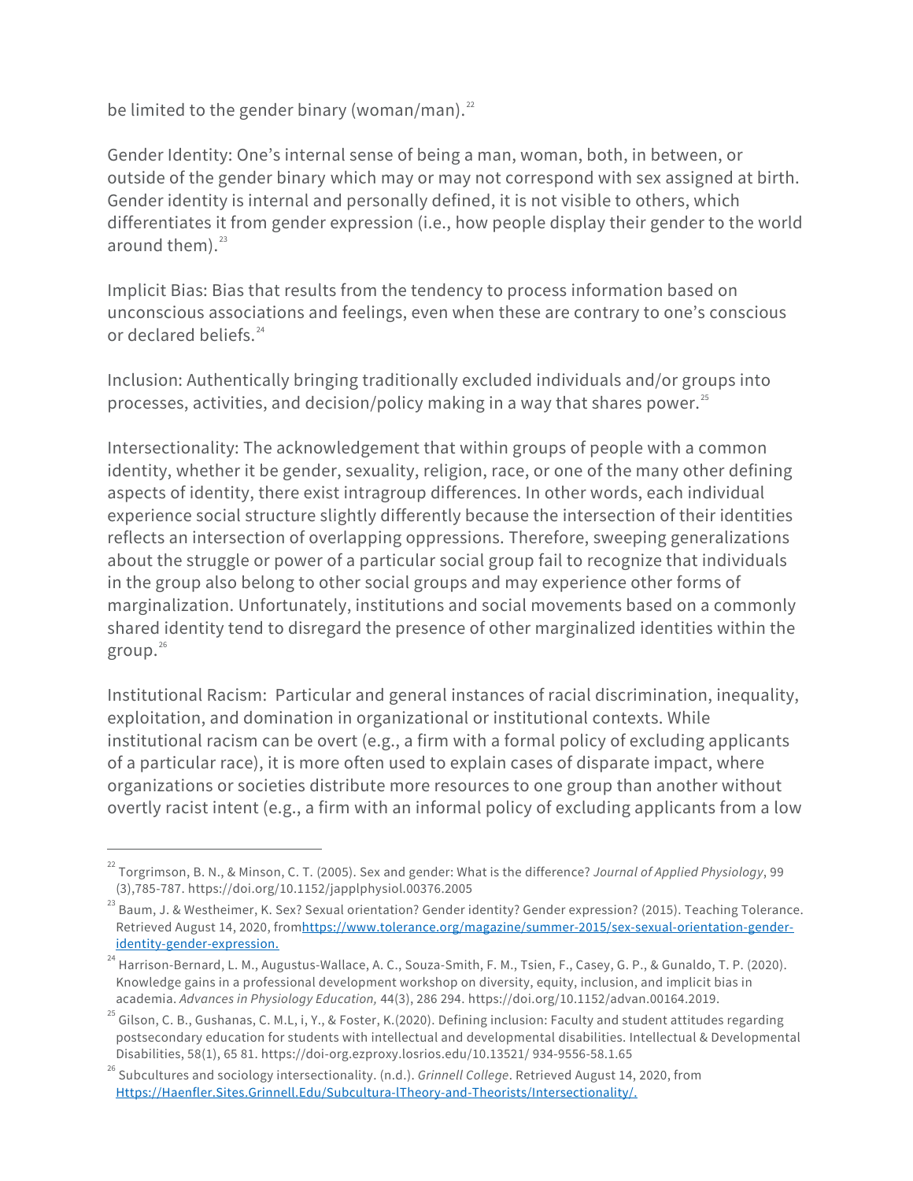be limited to the gender binary (woman/man).[22]

Gender Identity: One's internal sense of being a man, woman, both, in between, or outside of the gender binary which may or may not correspond with sex assigned at birth. Gender identity is internal and personally defined, it is not visible to others, which differentiates it from gender expression (i.e., how people display their gender to the world around them).[23]

Implicit Bias: Bias that results from the tendency to process information based on unconscious associations and feelings, even when these are contrary to one's conscious or declared beliefs.[24]

Inclusion: Authentically bringing traditionally excluded individuals and/or groups into processes, activities, and decision/policy making in a way that shares power.[25]

Intersectionality: The acknowledgement that within groups of people with a common identity, whether it be gender, sexuality, religion, race, or one of the many other defining aspects of identity, there exist intragroup differences. In other words, each individual experience social structure slightly differently because the intersection of their identities reflects an intersection of overlapping oppressions. Therefore, sweeping generalizations about the struggle or power of a particular social group fail to recognize that individuals in the group also belong to other social groups and may experience other forms of marginalization. Unfortunately, institutions and social movements based on a commonly shared identity tend to disregard the presence of other marginalized identities within the group.[26]

Institutional Racism: Particular and general instances of racial discrimination, inequality, exploitation, and domination in organizational or institutional contexts. While institutional racism can be overt (e.g., a firm with a formal policy of excluding applicants of a particular race), it is more often used to explain cases of disparate impact, where organizations or societies distribute more resources to one group than another without overtly racist intent (e.g., a firm with an informal policy of excluding applicants from a low

---

[22] Torgrimson, B. N., & Minson, C. T. (2005). Sex and gender: What is the difference? *Journal of Applied Physiology*, 99 (3),785-787. https://doi.org/10.1152/japplphysiol.00376.2005

[23] Baum, J. & Westheimer, K. Sex? Sexual orientation? Gender identity? Gender expression? (2015). Teaching Tolerance. Retrieved August 14, 2020, fromhttps://www.tolerance.org/magazine/summer-2015/sex-sexual-orientation-gender-identity-gender-expression.

[24] Harrison-Bernard, L. M., Augustus-Wallace, A. C., Souza-Smith, F. M., Tsien, F., Casey, G. P., & Gunaldo, T. P. (2020). Knowledge gains in a professional development workshop on diversity, equity, inclusion, and implicit bias in academia. *Advances in Physiology Education,* 44(3), 286 294. https://doi.org/10.1152/advan.00164.2019.

[25] Gilson, C. B., Gushanas, C. M.L, i, Y., & Foster, K.(2020). Defining inclusion: Faculty and student attitudes regarding postsecondary education for students with intellectual and developmental disabilities. Intellectual & Developmental Disabilities, 58(1), 65 81. https://doi-org.ezproxy.losrios.edu/10.13521/ 934-9556-58.1.65

[26] Subcultures and sociology intersectionality. (n.d.). *Grinnell College*. Retrieved August 14, 2020, from Https://Haenfler.Sites.Grinnell.Edu/Subcultura-lTheory-and-Theorists/Intersectionality/.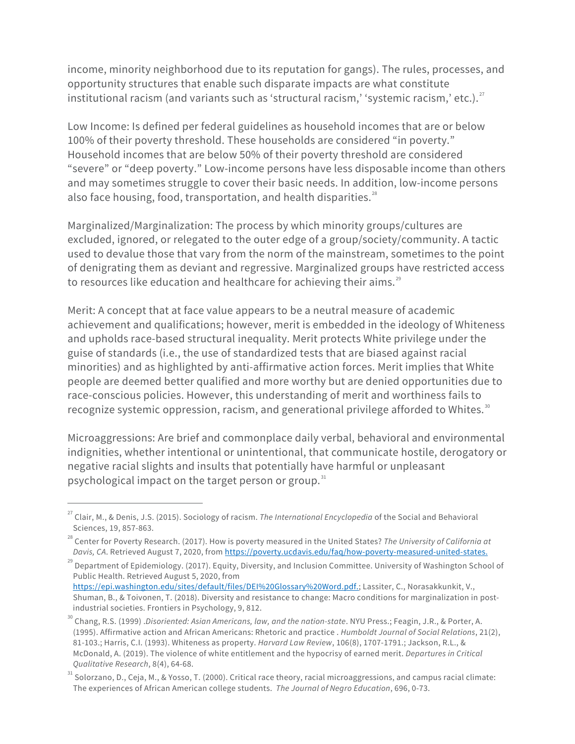income, minority neighborhood due to its reputation for gangs). The rules, processes, and opportunity structures that enable such disparate impacts are what constitute institutional racism (and variants such as 'structural racism,' 'systemic racism,' etc.).[27]

Low Income: Is defined per federal guidelines as household incomes that are or below 100% of their poverty threshold. These households are considered "in poverty." Household incomes that are below 50% of their poverty threshold are considered "severe" or "deep poverty." Low-income persons have less disposable income than others and may sometimes struggle to cover their basic needs. In addition, low-income persons also face housing, food, transportation, and health disparities.[28]

Marginalized/Marginalization: The process by which minority groups/cultures are excluded, ignored, or relegated to the outer edge of a group/society/community. A tactic used to devalue those that vary from the norm of the mainstream, sometimes to the point of denigrating them as deviant and regressive. Marginalized groups have restricted access to resources like education and healthcare for achieving their aims.[29]

Merit: A concept that at face value appears to be a neutral measure of academic achievement and qualifications; however, merit is embedded in the ideology of Whiteness and upholds race-based structural inequality. Merit protects White privilege under the guise of standards (i.e., the use of standardized tests that are biased against racial minorities) and as highlighted by anti-affirmative action forces. Merit implies that White people are deemed better qualified and more worthy but are denied opportunities due to race-conscious policies. However, this understanding of merit and worthiness fails to recognize systemic oppression, racism, and generational privilege afforded to Whites.[30]

Microaggressions: Are brief and commonplace daily verbal, behavioral and environmental indignities, whether intentional or unintentional, that communicate hostile, derogatory or negative racial slights and insults that potentially have harmful or unpleasant psychological impact on the target person or group.[31]

---

[27] Clair, M., & Denis, J.S. (2015). Sociology of racism. *The International Encyclopedia* of the Social and Behavioral Sciences, 19, 857-863.

[28] Center for Poverty Research. (2017). How is poverty measured in the United States? *The University of California at Davis, CA*. Retrieved August 7, 2020, from https://poverty.ucdavis.edu/faq/how-poverty-measured-united-states.

[29] Department of Epidemiology. (2017). Equity, Diversity, and Inclusion Committee. University of Washington School of Public Health. Retrieved August 5, 2020, from https://epi.washington.edu/sites/default/files/DEI%20Glossary%20Word.pdf.; Lassiter, C., Norasakkunkit, V., Shuman, B., & Toivonen, T. (2018). Diversity and resistance to change: Macro conditions for marginalization in post-industrial societies. Frontiers in Psychology, 9, 812.

[30] Chang, R.S. (1999) .*Disoriented: Asian Americans, law, and the nation-state*. NYU Press.; Feagin, J.R., & Porter, A. (1995). Affirmative action and African Americans: Rhetoric and practice . *Humboldt Journal of Social Relations*, 21(2), 81-103.; Harris, C.I. (1993). Whiteness as property. *Harvard Law Review*, 106(8), 1707-1791.; Jackson, R.L., & McDonald, A. (2019). The violence of white entitlement and the hypocrisy of earned merit. *Departures in Critical Qualitative Research*, 8(4), 64-68.

[31] Solorzano, D., Ceja, M., & Yosso, T. (2000). Critical race theory, racial microaggressions, and campus racial climate: The experiences of African American college students. *The Journal of Negro Education*, 696, 0-73.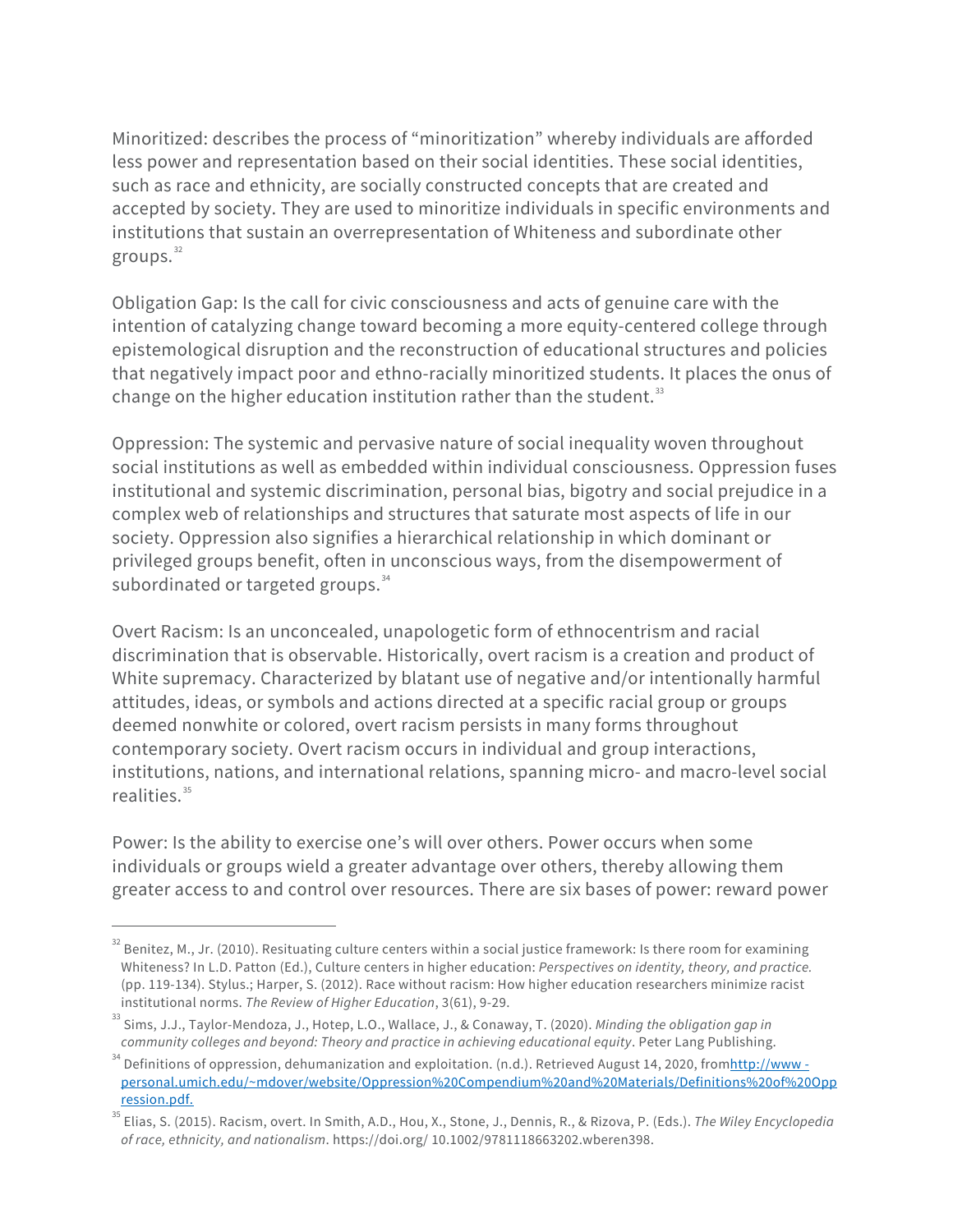Minoritized: describes the process of "minoritization" whereby individuals are afforded less power and representation based on their social identities. These social identities, such as race and ethnicity, are socially constructed concepts that are created and accepted by society. They are used to minoritize individuals in specific environments and institutions that sustain an overrepresentation of Whiteness and subordinate other groups.[32]

Obligation Gap: Is the call for civic consciousness and acts of genuine care with the intention of catalyzing change toward becoming a more equity-centered college through epistemological disruption and the reconstruction of educational structures and policies that negatively impact poor and ethno-racially minoritized students. It places the onus of change on the higher education institution rather than the student.[33]

Oppression: The systemic and pervasive nature of social inequality woven throughout social institutions as well as embedded within individual consciousness. Oppression fuses institutional and systemic discrimination, personal bias, bigotry and social prejudice in a complex web of relationships and structures that saturate most aspects of life in our society. Oppression also signifies a hierarchical relationship in which dominant or privileged groups benefit, often in unconscious ways, from the disempowerment of subordinated or targeted groups.[34]

Overt Racism: Is an unconcealed, unapologetic form of ethnocentrism and racial discrimination that is observable. Historically, overt racism is a creation and product of White supremacy. Characterized by blatant use of negative and/or intentionally harmful attitudes, ideas, or symbols and actions directed at a specific racial group or groups deemed nonwhite or colored, overt racism persists in many forms throughout contemporary society. Overt racism occurs in individual and group interactions, institutions, nations, and international relations, spanning micro- and macro-level social realities.[35]

Power: Is the ability to exercise one's will over others. Power occurs when some individuals or groups wield a greater advantage over others, thereby allowing them greater access to and control over resources. There are six bases of power: reward power

---

[32] Benitez, M., Jr. (2010). Resituating culture centers within a social justice framework: Is there room for examining Whiteness? In L.D. Patton (Ed.), Culture centers in higher education: *Perspectives on identity, theory, and practice.* (pp. 119-134). Stylus.; Harper, S. (2012). Race without racism: How higher education researchers minimize racist institutional norms. *The Review of Higher Education*, 3(61), 9-29.

[33] Sims, J.J., Taylor-Mendoza, J., Hotep, L.O., Wallace, J., & Conaway, T. (2020). *Minding the obligation gap in community colleges and beyond: Theory and practice in achieving educational equity*. Peter Lang Publishing.

[34] Definitions of oppression, dehumanization and exploitation. (n.d.). Retrieved August 14, 2020, from[http://www - personal.umich.edu/~mdover/website/Oppression%20Compendium%20and%20Materials/Definitions%20of%20Oppression.pdf.](http://www-personal.umich.edu/~mdover/website/Oppression%20Compendium%20and%20Materials/Definitions%20of%20Oppression.pdf)

[35] Elias, S. (2015). Racism, overt. In Smith, A.D., Hou, X., Stone, J., Dennis, R., & Rizova, P. (Eds.). *The Wiley Encyclopedia of race, ethnicity, and nationalism*. https://doi.org/ 10.1002/9781118663202.wberen398.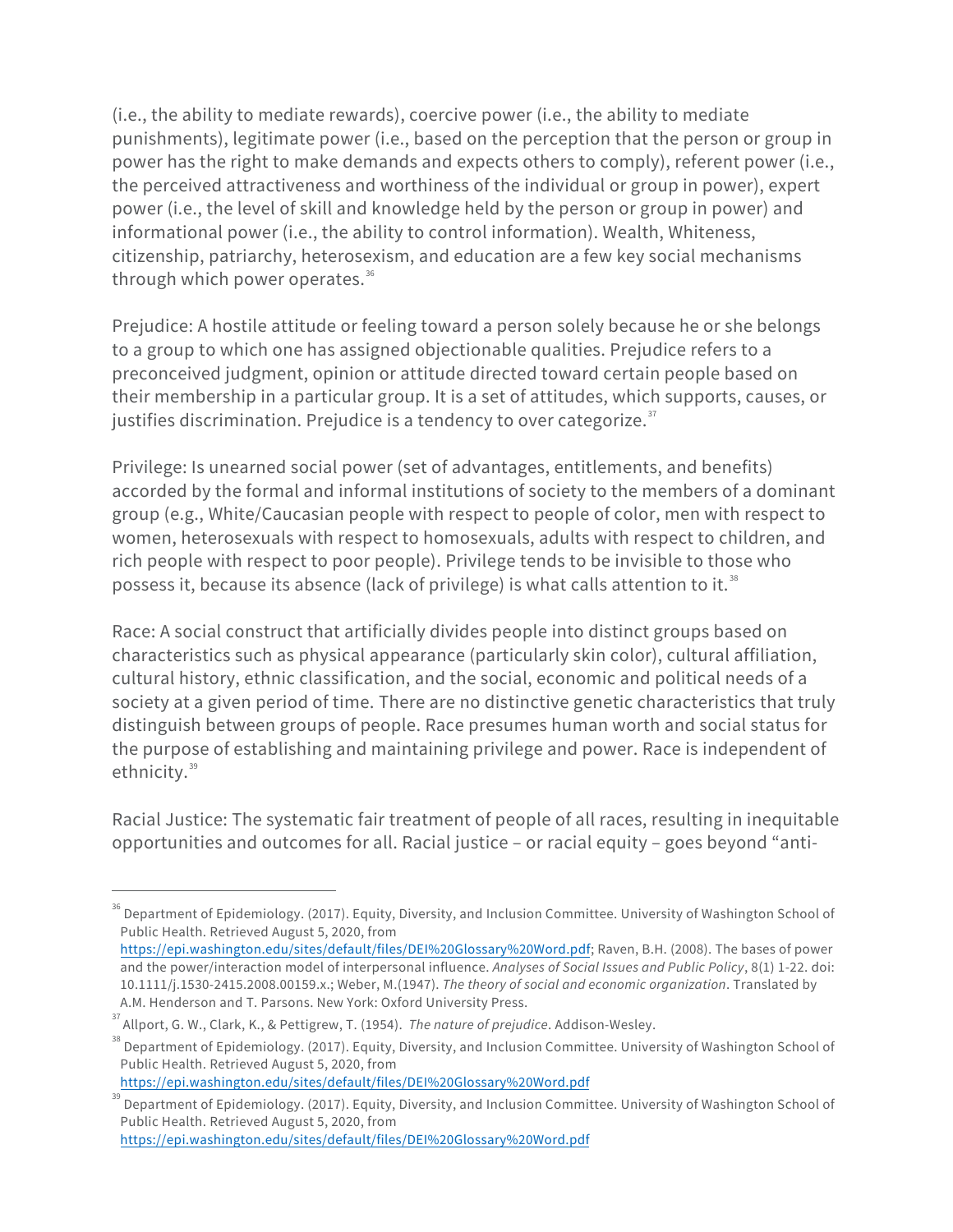(i.e., the ability to mediate rewards), coercive power (i.e., the ability to mediate punishments), legitimate power (i.e., based on the perception that the person or group in power has the right to make demands and expects others to comply), referent power (i.e., the perceived attractiveness and worthiness of the individual or group in power), expert power (i.e., the level of skill and knowledge held by the person or group in power) and informational power (i.e., the ability to control information). Wealth, Whiteness, citizenship, patriarchy, heterosexism, and education are a few key social mechanisms through which power operates.[36]

Prejudice: A hostile attitude or feeling toward a person solely because he or she belongs to a group to which one has assigned objectionable qualities. Prejudice refers to a preconceived judgment, opinion or attitude directed toward certain people based on their membership in a particular group. It is a set of attitudes, which supports, causes, or justifies discrimination. Prejudice is a tendency to over categorize.[37]

Privilege: Is unearned social power (set of advantages, entitlements, and benefits) accorded by the formal and informal institutions of society to the members of a dominant group (e.g., White/Caucasian people with respect to people of color, men with respect to women, heterosexuals with respect to homosexuals, adults with respect to children, and rich people with respect to poor people). Privilege tends to be invisible to those who possess it, because its absence (lack of privilege) is what calls attention to it.[38]

Race: A social construct that artificially divides people into distinct groups based on characteristics such as physical appearance (particularly skin color), cultural affiliation, cultural history, ethnic classification, and the social, economic and political needs of a society at a given period of time. There are no distinctive genetic characteristics that truly distinguish between groups of people. Race presumes human worth and social status for the purpose of establishing and maintaining privilege and power. Race is independent of ethnicity.[39]

Racial Justice: The systematic fair treatment of people of all races, resulting in inequitable opportunities and outcomes for all. Racial justice – or racial equity – goes beyond "anti-

---

[36] Department of Epidemiology. (2017). Equity, Diversity, and Inclusion Committee. University of Washington School of Public Health. Retrieved August 5, 2020, from https://epi.washington.edu/sites/default/files/DEI%20Glossary%20Word.pdf; Raven, B.H. (2008). The bases of power and the power/interaction model of interpersonal influence. *Analyses of Social Issues and Public Policy*, 8(1) 1-22. doi: 10.1111/j.1530-2415.2008.00159.x.; Weber, M.(1947). *The theory of social and economic organization*. Translated by A.M. Henderson and T. Parsons. New York: Oxford University Press.

[37] Allport, G. W., Clark, K., & Pettigrew, T. (1954). *The nature of prejudice*. Addison-Wesley.

[38] Department of Epidemiology. (2017). Equity, Diversity, and Inclusion Committee. University of Washington School of Public Health. Retrieved August 5, 2020, from https://epi.washington.edu/sites/default/files/DEI%20Glossary%20Word.pdf

[39] Department of Epidemiology. (2017). Equity, Diversity, and Inclusion Committee. University of Washington School of Public Health. Retrieved August 5, 2020, from https://epi.washington.edu/sites/default/files/DEI%20Glossary%20Word.pdf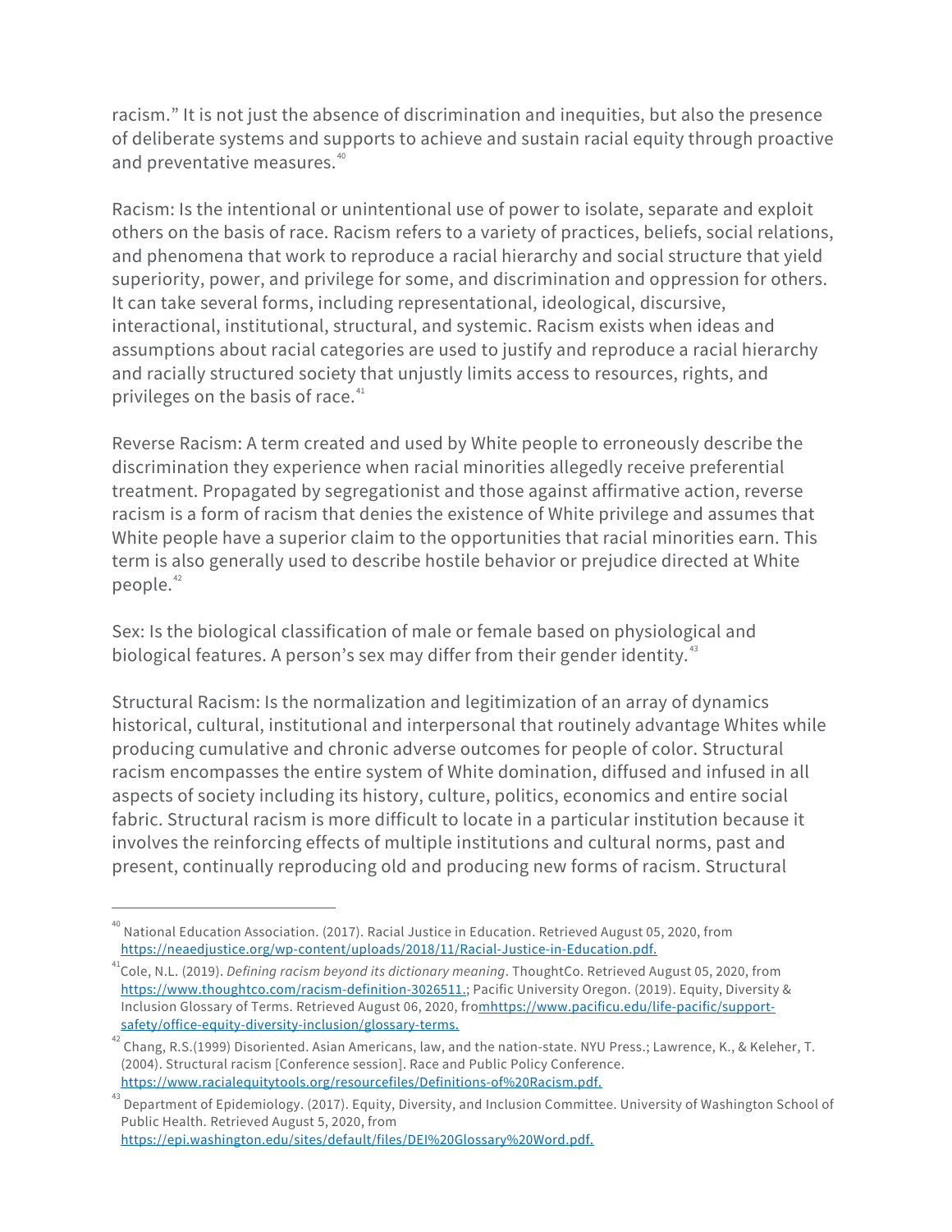racism." It is not just the absence of discrimination and inequities, but also the presence of deliberate systems and supports to achieve and sustain racial equity through proactive and preventative measures.[40]

Racism: Is the intentional or unintentional use of power to isolate, separate and exploit others on the basis of race. Racism refers to a variety of practices, beliefs, social relations, and phenomena that work to reproduce a racial hierarchy and social structure that yield superiority, power, and privilege for some, and discrimination and oppression for others. It can take several forms, including representational, ideological, discursive, interactional, institutional, structural, and systemic. Racism exists when ideas and assumptions about racial categories are used to justify and reproduce a racial hierarchy and racially structured society that unjustly limits access to resources, rights, and privileges on the basis of race.[41]

Reverse Racism: A term created and used by White people to erroneously describe the discrimination they experience when racial minorities allegedly receive preferential treatment. Propagated by segregationist and those against affirmative action, reverse racism is a form of racism that denies the existence of White privilege and assumes that White people have a superior claim to the opportunities that racial minorities earn. This term is also generally used to describe hostile behavior or prejudice directed at White people.[42]

Sex: Is the biological classification of male or female based on physiological and biological features. A person's sex may differ from their gender identity.[43]

Structural Racism: Is the normalization and legitimization of an array of dynamics historical, cultural, institutional and interpersonal that routinely advantage Whites while producing cumulative and chronic adverse outcomes for people of color. Structural racism encompasses the entire system of White domination, diffused and infused in all aspects of society including its history, culture, politics, economics and entire social fabric. Structural racism is more difficult to locate in a particular institution because it involves the reinforcing effects of multiple institutions and cultural norms, past and present, continually reproducing old and producing new forms of racism. Structural

---

[40] National Education Association. (2017). Racial Justice in Education. Retrieved August 05, 2020, from https://neaedjustice.org/wp-content/uploads/2018/11/Racial-Justice-in-Education.pdf.

[41] Cole, N.L. (2019). *Defining racism beyond its dictionary meaning*. ThoughtCo. Retrieved August 05, 2020, from https://www.thoughtco.com/racism-definition-3026511.; Pacific University Oregon. (2019). Equity, Diversity & Inclusion Glossary of Terms. Retrieved August 06, 2020, fromhttps://www.pacificu.edu/life-pacific/support-safety/office-equity-diversity-inclusion/glossary-terms.

[42] Chang, R.S.(1999) Disoriented. Asian Americans, law, and the nation-state. NYU Press.; Lawrence, K., & Keleher, T. (2004). Structural racism [Conference session]. Race and Public Policy Conference. https://www.racialequitytools.org/resourcefiles/Definitions-of%20Racism.pdf.

[43] Department of Epidemiology. (2017). Equity, Diversity, and Inclusion Committee. University of Washington School of Public Health. Retrieved August 5, 2020, from https://epi.washington.edu/sites/default/files/DEI%20Glossary%20Word.pdf.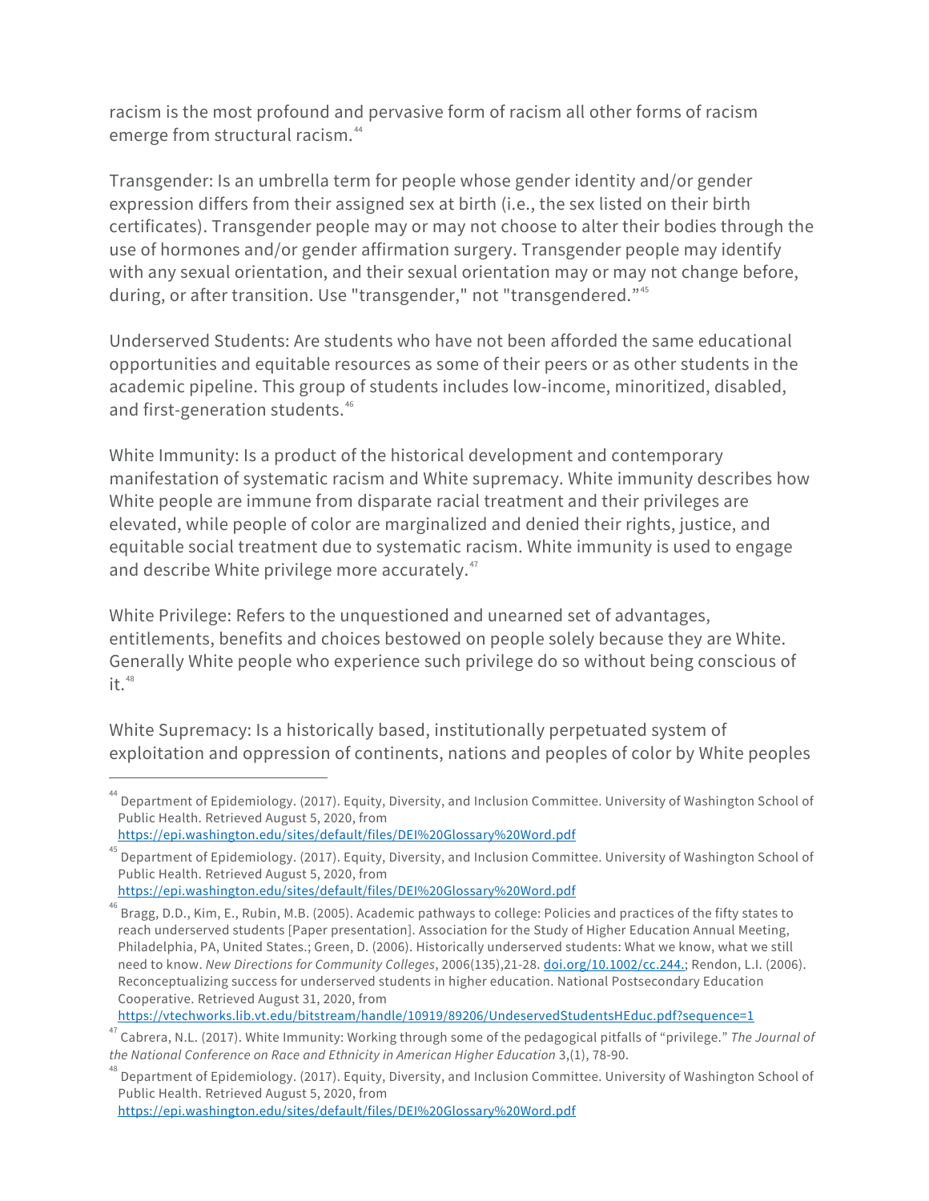racism is the most profound and pervasive form of racism all other forms of racism emerge from structural racism.[44]

Transgender: Is an umbrella term for people whose gender identity and/or gender expression differs from their assigned sex at birth (i.e., the sex listed on their birth certificates). Transgender people may or may not choose to alter their bodies through the use of hormones and/or gender affirmation surgery. Transgender people may identify with any sexual orientation, and their sexual orientation may or may not change before, during, or after transition. Use "transgender," not "transgendered."[45]

Underserved Students: Are students who have not been afforded the same educational opportunities and equitable resources as some of their peers or as other students in the academic pipeline. This group of students includes low-income, minoritized, disabled, and first-generation students.[46]

White Immunity: Is a product of the historical development and contemporary manifestation of systematic racism and White supremacy. White immunity describes how White people are immune from disparate racial treatment and their privileges are elevated, while people of color are marginalized and denied their rights, justice, and equitable social treatment due to systematic racism. White immunity is used to engage and describe White privilege more accurately.[47]

White Privilege: Refers to the unquestioned and unearned set of advantages, entitlements, benefits and choices bestowed on people solely because they are White. Generally White people who experience such privilege do so without being conscious of it.[48]

White Supremacy: Is a historically based, institutionally perpetuated system of exploitation and oppression of continents, nations and peoples of color by White peoples

---

[44] Department of Epidemiology. (2017). Equity, Diversity, and Inclusion Committee. University of Washington School of Public Health. Retrieved August 5, 2020, from https://epi.washington.edu/sites/default/files/DEI%20Glossary%20Word.pdf

[45] Department of Epidemiology. (2017). Equity, Diversity, and Inclusion Committee. University of Washington School of Public Health. Retrieved August 5, 2020, from https://epi.washington.edu/sites/default/files/DEI%20Glossary%20Word.pdf

[46] Bragg, D.D., Kim, E., Rubin, M.B. (2005). Academic pathways to college: Policies and practices of the fifty states to reach underserved students [Paper presentation]. Association for the Study of Higher Education Annual Meeting, Philadelphia, PA, United States.; Green, D. (2006). Historically underserved students: What we know, what we still need to know. *New Directions for Community Colleges*, 2006(135),21-28. doi.org/10.1002/cc.244.; Rendon, L.I. (2006). Reconceptualizing success for underserved students in higher education. National Postsecondary Education Cooperative. Retrieved August 31, 2020, from https://vtechworks.lib.vt.edu/bitstream/handle/10919/89206/UndeservedStudentsHEduc.pdf?sequence=1

[47] Cabrera, N.L. (2017). White Immunity: Working through some of the pedagogical pitfalls of "privilege." *The Journal of the National Conference on Race and Ethnicity in American Higher Education* 3,(1), 78-90.

[48] Department of Epidemiology. (2017). Equity, Diversity, and Inclusion Committee. University of Washington School of Public Health. Retrieved August 5, 2020, from https://epi.washington.edu/sites/default/files/DEI%20Glossary%20Word.pdf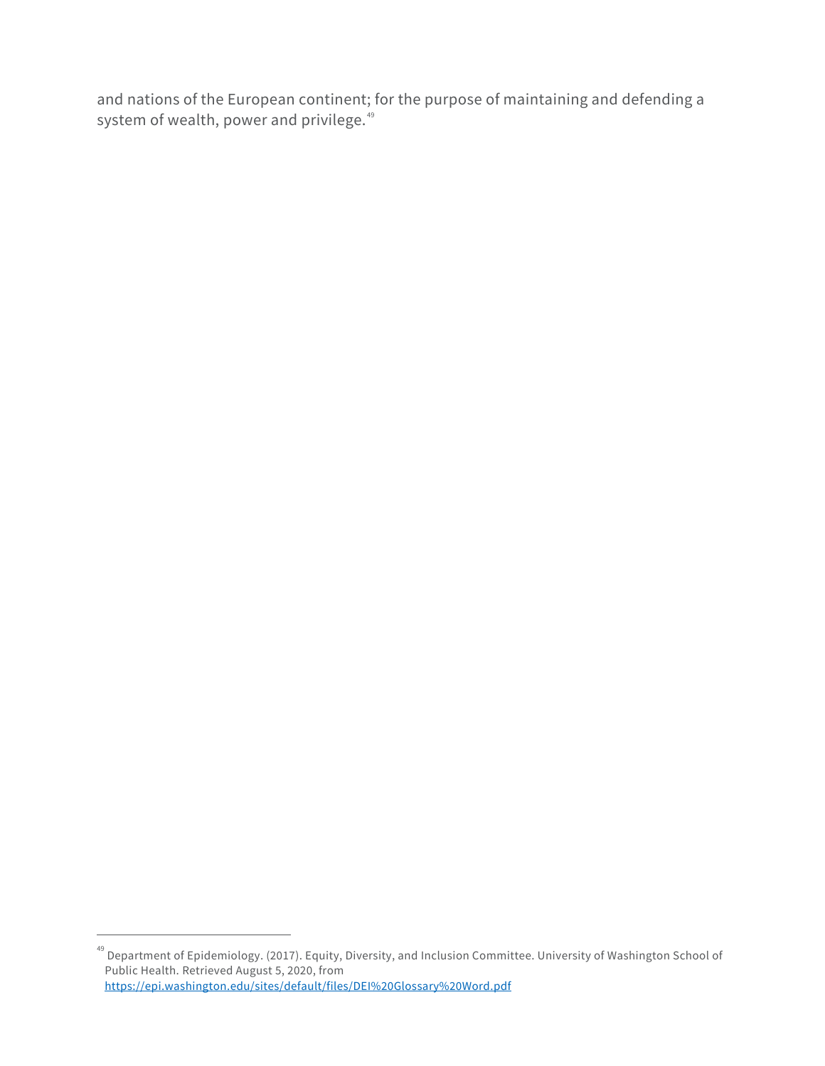and nations of the European continent; for the purpose of maintaining and defending a system of wealth, power and privilege.[49]

---

[49] Department of Epidemiology. (2017). Equity, Diversity, and Inclusion Committee. University of Washington School of Public Health. Retrieved August 5, 2020, from https://epi.washington.edu/sites/default/files/DEI%20Glossary%20Word.pdf